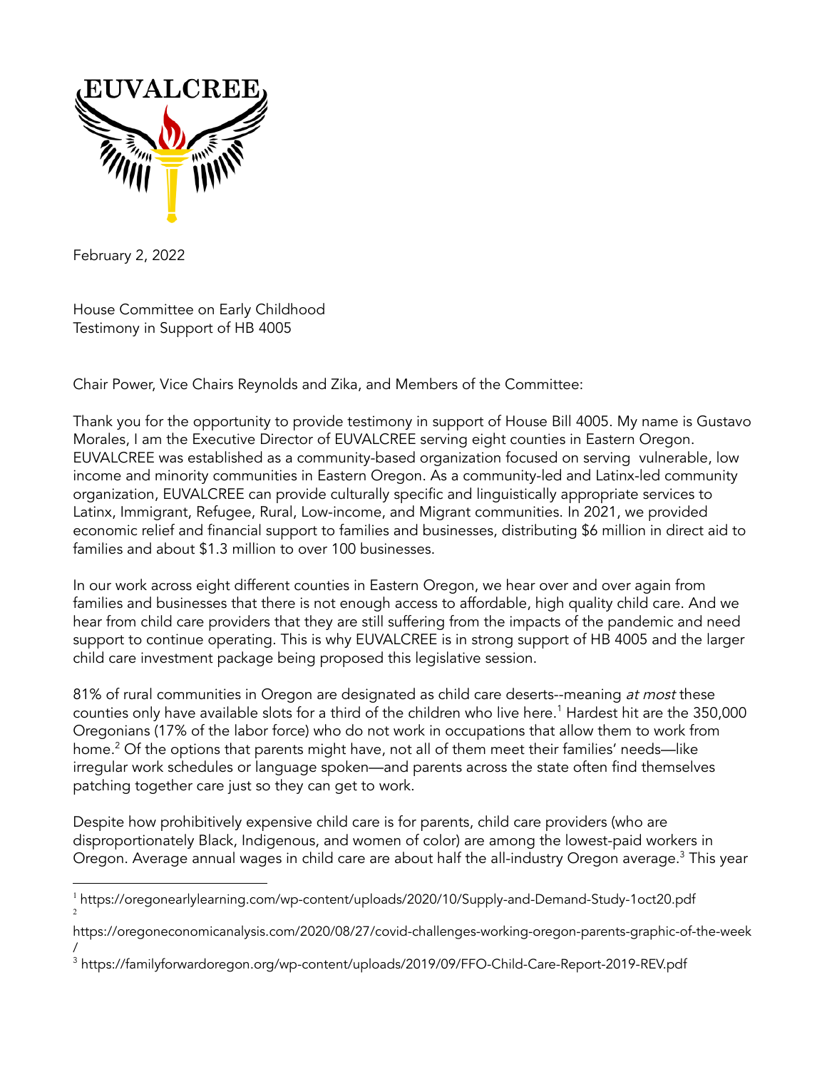EUVALCREE

February 2, 2022

House Committee on Early Childhood
Testimony in Support of HB 4005

Chair Power, Vice Chairs Reynolds and Zika, and Members of the Committee:

Thank you for the opportunity to provide testimony in support of House Bill 4005. My name is Gustavo Morales, I am the Executive Director of EUVALCREE serving eight counties in Eastern Oregon. EUVALCREE was established as a community-based organization focused on serving vulnerable, low income and minority communities in Eastern Oregon. As a community-led and Latinx-led community organization, EUVALCREE can provide culturally specific and linguistically appropriate services to Latinx, Immigrant, Refugee, Rural, Low-income, and Migrant communities. In 2021, we provided economic relief and financial support to families and businesses, distributing $6 million in direct aid to families and about $1.3 million to over 100 businesses.

In our work across eight different counties in Eastern Oregon, we hear over and over again from families and businesses that there is not enough access to affordable, high quality child care. And we hear from child care providers that they are still suffering from the impacts of the pandemic and need support to continue operating. This is why EUVALCREE is in strong support of HB 4005 and the larger child care investment package being proposed this legislative session.

81% of rural communities in Oregon are designated as child care deserts--meaning *at most* these counties only have available slots for a third of the children who live here.[1] Hardest hit are the 350,000 Oregonians (17% of the labor force) who do not work in occupations that allow them to work from home.[2] Of the options that parents might have, not all of them meet their families' needs—like irregular work schedules or language spoken—and parents across the state often find themselves patching together care just so they can get to work.

Despite how prohibitively expensive child care is for parents, child care providers (who are disproportionately Black, Indigenous, and women of color) are among the lowest-paid workers in Oregon. Average annual wages in child care are about half the all-industry Oregon average.[3] This year

---

[1] https://oregonearlylearning.com/wp-content/uploads/2020/10/Supply-and-Demand-Study-1oct20.pdf

[2] https://oregoneconomicanalysis.com/2020/08/27/covid-challenges-working-oregon-parents-graphic-of-the-week/

[3] https://familyforwardoregon.org/wp-content/uploads/2019/09/FFO-Child-Care-Report-2019-REV.pdf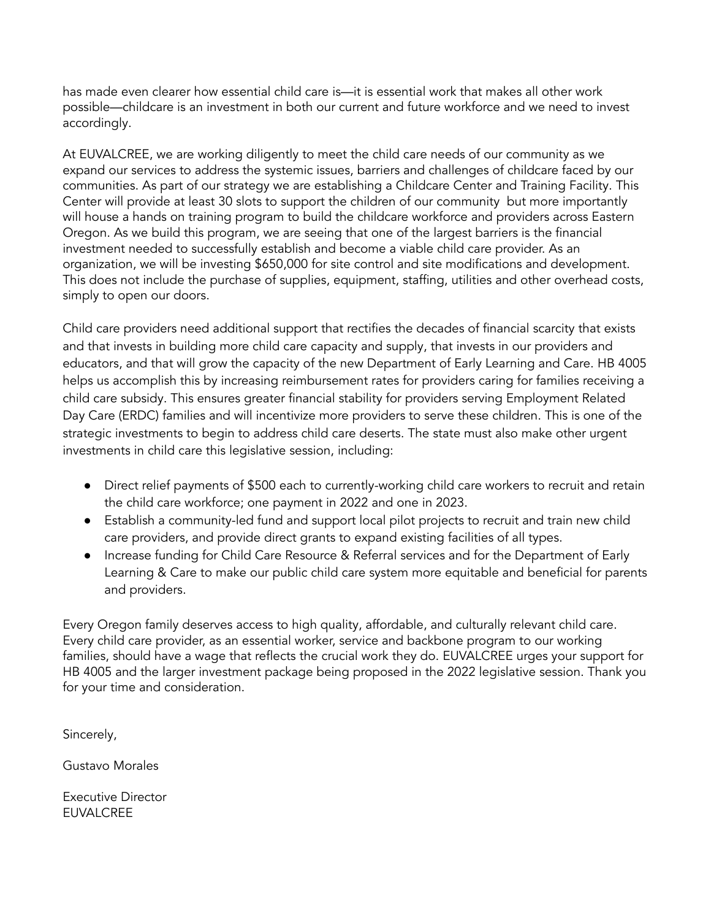has made even clearer how essential child care is—it is essential work that makes all other work possible—childcare is an investment in both our current and future workforce and we need to invest accordingly.

At EUVALCREE, we are working diligently to meet the child care needs of our community as we expand our services to address the systemic issues, barriers and challenges of childcare faced by our communities. As part of our strategy we are establishing a Childcare Center and Training Facility. This Center will provide at least 30 slots to support the children of our community but more importantly will house a hands on training program to build the childcare workforce and providers across Eastern Oregon. As we build this program, we are seeing that one of the largest barriers is the financial investment needed to successfully establish and become a viable child care provider. As an organization, we will be investing $650,000 for site control and site modifications and development. This does not include the purchase of supplies, equipment, staffing, utilities and other overhead costs, simply to open our doors.

Child care providers need additional support that rectifies the decades of financial scarcity that exists and that invests in building more child care capacity and supply, that invests in our providers and educators, and that will grow the capacity of the new Department of Early Learning and Care. HB 4005 helps us accomplish this by increasing reimbursement rates for providers caring for families receiving a child care subsidy. This ensures greater financial stability for providers serving Employment Related Day Care (ERDC) families and will incentivize more providers to serve these children. This is one of the strategic investments to begin to address child care deserts. The state must also make other urgent investments in child care this legislative session, including:

- Direct relief payments of $500 each to currently-working child care workers to recruit and retain the child care workforce; one payment in 2022 and one in 2023.
- Establish a community-led fund and support local pilot projects to recruit and train new child care providers, and provide direct grants to expand existing facilities of all types.
- Increase funding for Child Care Resource & Referral services and for the Department of Early Learning & Care to make our public child care system more equitable and beneficial for parents and providers.

Every Oregon family deserves access to high quality, affordable, and culturally relevant child care. Every child care provider, as an essential worker, service and backbone program to our working families, should have a wage that reflects the crucial work they do. EUVALCREE urges your support for HB 4005 and the larger investment package being proposed in the 2022 legislative session. Thank you for your time and consideration.

Sincerely,

Gustavo Morales

Executive Director
EUVALCREE